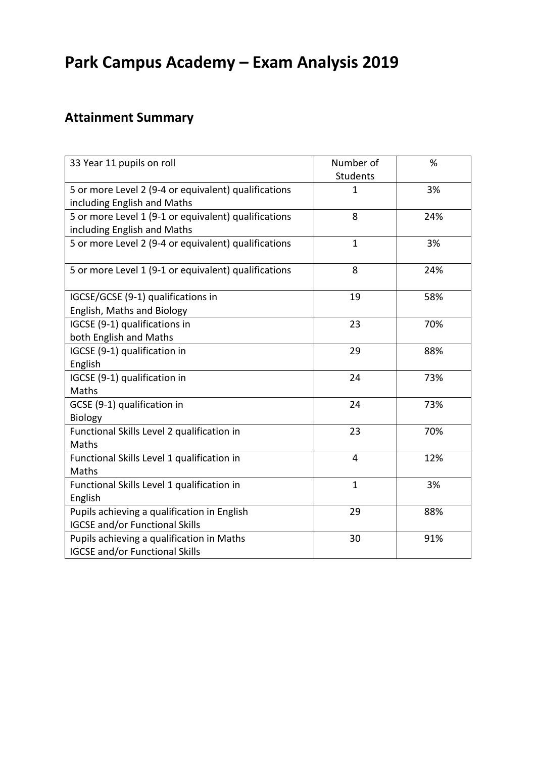# Park Campus Academy – Exam Analysis 2019

## Attainment Summary

| 33 Year 11 pupils on roll | Number of Students | % |
|---|---|---|
| 5 or more Level 2 (9-4 or equivalent) qualifications including English and Maths | 1 | 3% |
| 5 or more Level 1 (9-1 or equivalent) qualifications including English and Maths | 8 | 24% |
| 5 or more Level 2 (9-4 or equivalent) qualifications | 1 | 3% |
| 5 or more Level 1 (9-1 or equivalent) qualifications | 8 | 24% |
| IGCSE/GCSE (9-1) qualifications in English, Maths and Biology | 19 | 58% |
| IGCSE (9-1) qualifications in both English and Maths | 23 | 70% |
| IGCSE (9-1) qualification in English | 29 | 88% |
| IGCSE (9-1) qualification in Maths | 24 | 73% |
| GCSE (9-1) qualification in Biology | 24 | 73% |
| Functional Skills Level 2 qualification in Maths | 23 | 70% |
| Functional Skills Level 1 qualification in Maths | 4 | 12% |
| Functional Skills Level 1 qualification in English | 1 | 3% |
| Pupils achieving a qualification in English IGCSE and/or Functional Skills | 29 | 88% |
| Pupils achieving a qualification in Maths IGCSE and/or Functional Skills | 30 | 91% |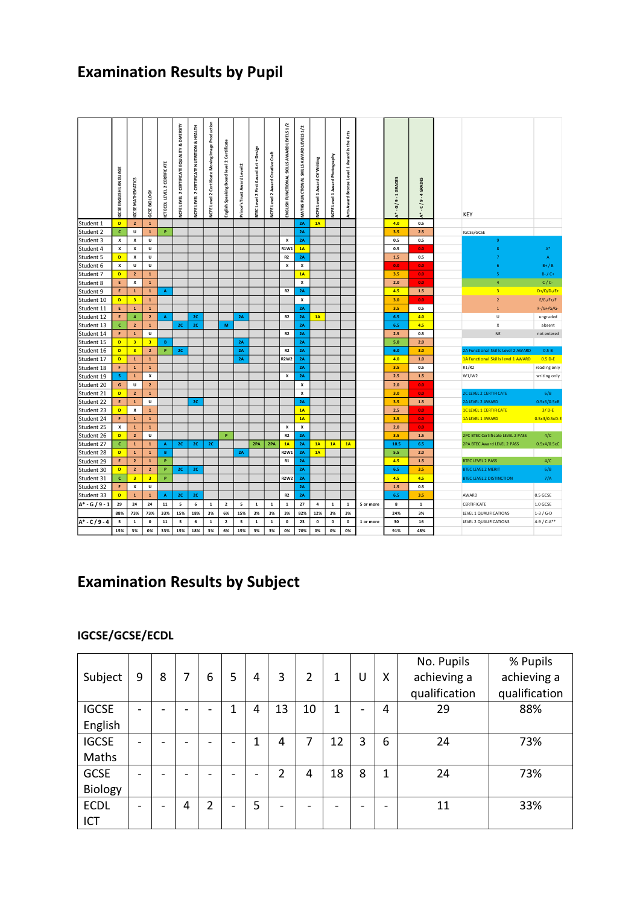## Examination Results by Pupil

| | IGCSE ENGLISH LANGUAGE | IGCSE MATHEMATICS | GCSE BIOLOGY | ICT ECDL LEVEL 2 CERTIFICATE | NCFE LEVEL 2 CERTIFICATE EQUALITY & DIVERSITY | NCFE LEVEL 2 CERTIFICATE NUTRITION & HEALTH | NCFE Level 2 Certificate Moving Image Production | English Speaking Board level 2 Certificate | Prince's Trust Award Level 2 | BTEC Level 2 First Award Art + Design | NCFE Level 2 Award Creative Craft | ENGLISH FUNCTIONAL SKILLS AWARD LEVELS 1/2 | MATHS FUNCTIONAL SKILLS AWARD LEVELS 1/2 | NCFE Level 1 Award CV Writing | NCFE Level 1 Award Photography | Arts Award Bronze Level 1 Award in the Arts | | A* - G / 9 - 1 GRADES | A* - C / 9 - 4 GRADES |
|---|---|---|---|---|---|---|---|---|---|---|---|---|---|---|---|---|---|---|---|
| Student 1 | D | 2 | 1 | | | | | | | | | | 2A | 1A | | | | 4.0 | 0.5 |
| Student 2 | C | U | 1 | P | | | | | | | | | 2A | | | | | 3.5 | 2.5 |
| Student 3 | X | X | U | | | | | | | | | X | 2A | | | | | 0.5 | 0.5 |
| Student 4 | X | X | U | | | | | | | | | R1W1 | 1A | | | | | 0.5 | 0.0 |
| Student 5 | D | X | U | | | | | | | | | R2 | 2A | | | | | 1.5 | 0.5 |
| Student 6 | X | U | U | | | | | | | | | X | X | | | | | 0.0 | 0.0 |
| Student 7 | D | 2 | 1 | | | | | | | | | | 1A | | | | | 3.5 | 0.0 |
| Student 8 | E | X | 1 | | | | | | | | | | X | | | | | 2.0 | 0.0 |
| Student 9 | E | 1 | 1 | A | | | | | | | | R2 | 2A | | | | | 4.5 | 1.5 |
| Student 10 | D | 3 | 1 | | | | | | | | | | X | | | | | 3.0 | 0.0 |
| Student 11 | E | 1 | 1 | | | | | | | | | | 2A | | | | | 3.5 | 0.5 |
| Student 12 | E | 4 | 2 | A | | 2C | | | 2A | | | R2 | 2A | 1A | | | | 6.5 | 4.0 |
| Student 13 | C | 2 | 1 | | 2C | 2C | | M | | | | | 2A | | | | | 6.5 | 4.5 |
| Student 14 | F | 1 | U | | | | | | | | | R2 | 2A | | | | | 2.5 | 0.5 |
| Student 15 | D | 3 | 3 | B | | | | | 2A | | | | 2A | | | | | 5.0 | 2.0 |
| Student 16 | D | 3 | 2 | P | 2C | | | | 2A | | | R2 | 2A | | | | | 6.0 | 3.0 |
| Student 17 | D | 1 | 1 | | | | | | 2A | | | R2W2 | 2A | | | | | 4.0 | 1.0 |
| Student 18 | F | 1 | 1 | | | | | | | | | | 2A | | | | | 3.5 | 0.5 |
| Student 19 | 5 | 1 | X | | | | | | | | | X | 2A | | | | | 2.5 | 1.5 |
| Student 20 | G | U | 2 | | | | | | | | | | X | | | | | 2.0 | 0.0 |
| Student 21 | D | 2 | 1 | | | | | | | | | | X | | | | | 3.0 | 0.0 |
| Student 22 | E | 1 | U | | | 2C | | | | | | | 2A | | | | | 3.5 | 1.5 |
| Student 23 | D | X | 1 | | | | | | | | | | 1A | | | | | 2.5 | 0.0 |
| Student 24 | F | 1 | 1 | | | | | | | | | | 1A | | | | | 3.5 | 0.0 |
| Student 25 | X | 1 | 1 | | | | | | | | | X | X | | | | | 2.0 | 0.0 |
| Student 26 | D | 2 | U | | | | | P | | | | R2 | 2A | | | | | 3.5 | 1.5 |
| Student 27 | C | 1 | 1 | A | 2C | 2C | 2C | | | 2PA | 2PA | 1A | 2A | 1A | 1A | 1A | | 10.5 | 6.5 |
| Student 28 | D | 1 | 1 | B | | | | | 2A | | | R2W1 | 2A | 1A | | | | 5.5 | 2.0 |
| Student 29 | E | 2 | 1 | P | | | | | | | | R1 | 2A | | | | | 4.5 | 1.5 |
| Student 30 | D | 2 | 2 | P | 2C | 2C | | | | | | | 2A | | | | | 6.5 | 3.5 |
| Student 31 | C | 3 | 3 | P | | | | | | | | R2W2 | 2A | | | | | 4.5 | 4.5 |
| Student 32 | F | X | U | | | | | | | | | | 2A | | | | | 1.5 | 0.5 |
| Student 33 | D | 1 | 1 | A | 2C | 2C | | | | | | R2 | 2A | | | | | 6.5 | 3.5 |
| A* - G / 9 - 1 | 29 | 24 | 24 | 11 | 5 | 6 | 1 | 2 | 5 | 1 | 1 | 1 | 27 | 4 | 1 | 1 | 5 or more | 8 | 1 |
| | 88% | 73% | 73% | 33% | 15% | 18% | 3% | 6% | 15% | 3% | 3% | 3% | 82% | 12% | 3% | 3% | | 24% | 3% |
| A* - C / 9 - 4 | 5 | 1 | 0 | 11 | 5 | 6 | 1 | 2 | 5 | 1 | 1 | 0 | 23 | 0 | 0 | 0 | 1 or more | 30 | 16 |
| | 15% | 3% | 0% | 33% | 15% | 18% | 3% | 6% | 15% | 3% | 3% | 0% | 70% | 0% | 0% | 0% | | 91% | 48% |

| KEY | |
|---|---|
| IGCSE/GCSE | |
| 9 | |
| 8 | A* |
| 7 | A |
| 6 | B+ / B |
| 5 | B- / C+ |
| 4 | C / C- |
| 3 | D+/D/D-/E+ |
| 2 | E/E-/F+/F |
| 1 | F-/G+/G/G- |
| U | ungraded |
| X | absent |
| NE | not entered |
| 2A Functional Skills Level 2 AWARD | 0.5 B |
| 1A Functional Skills level 1 AWARD | 0.5 D-E |
| R1/R2 | reading only |
| W1/W2 | writing only |
| 2C LEVEL 2 CERTIFICATE | 6/B |
| 2A LEVEL 2 AWARD | 0.5x6/0.5xB |
| 1C LEVEL 1 CERTIFICATE | 3/ D-E |
| 1A LEVEL 1 AWARD | 0.5x3/0.5xD-E |
| 2PC BTEC Certificate LEVEL 2 PASS | 4/C |
| 2PA BTEC Award LEVEL 2 PASS | 0.5x4/0.5xC |
| BTEC LEVEL 2 PASS | 4/C |
| BTEC LEVEL 2 MERIT | 6/B |
| BTEC LEVEL 2 DISTINCTION | 7/A |
| AWARD | 0.5 GCSE |
| CERTIFICATE | 1.0 GCSE |
| LEVEL 1 QUALIFICATIONS | 1-3 / G-D |
| LEVEL 2 QUALIFICATIONS | 4-9 / C-A** |

## Examination Results by Subject

### IGCSE/GCSE/ECDL

| Subject | 9 | 8 | 7 | 6 | 5 | 4 | 3 | 2 | 1 | U | X | No. Pupils achieving a qualification | % Pupils achieving a qualification |
|---|---|---|---|---|---|---|---|---|---|---|---|---|---|
| IGCSE English | - | - | - | - | 1 | 4 | 13 | 10 | 1 | - | 4 | 29 | 88% |
| IGCSE Maths | - | - | - | - | - | 1 | 4 | 7 | 12 | 3 | 6 | 24 | 73% |
| GCSE Biology | - | - | - | - | - | - | 2 | 4 | 18 | 8 | 1 | 24 | 73% |
| ECDL ICT | - | - | 4 | 2 | - | 5 | - | - | - | - | - | 11 | 33% |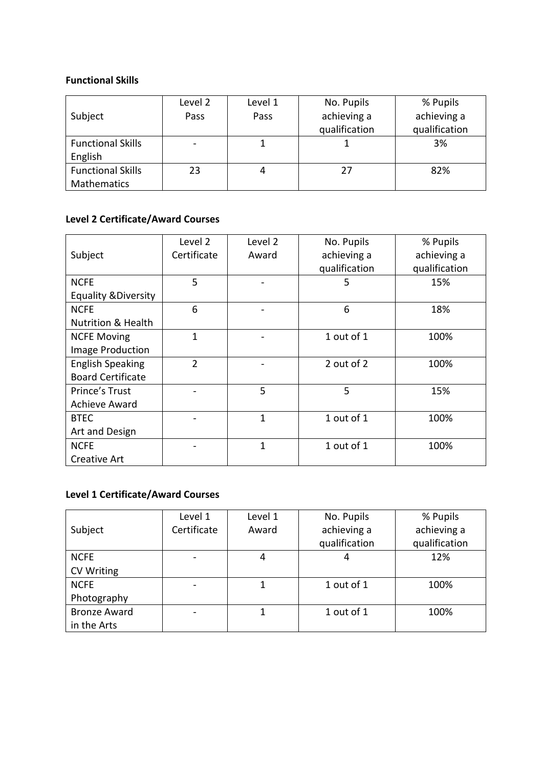**Functional Skills**

| Subject | Level 2 Pass | Level 1 Pass | No. Pupils achieving a qualification | % Pupils achieving a qualification |
|---|---|---|---|---|
| Functional Skills English | - | 1 | 1 | 3% |
| Functional Skills Mathematics | 23 | 4 | 27 | 82% |

**Level 2 Certificate/Award Courses**

| Subject | Level 2 Certificate | Level 2 Award | No. Pupils achieving a qualification | % Pupils achieving a qualification |
|---|---|---|---|---|
| NCFE Equality &Diversity | 5 | - | 5 | 15% |
| NCFE Nutrition & Health | 6 | - | 6 | 18% |
| NCFE Moving Image Production | 1 | - | 1 out of 1 | 100% |
| English Speaking Board Certificate | 2 | - | 2 out of 2 | 100% |
| Prince's Trust Achieve Award | - | 5 | 5 | 15% |
| BTEC Art and Design | - | 1 | 1 out of 1 | 100% |
| NCFE Creative Art | - | 1 | 1 out of 1 | 100% |

**Level 1 Certificate/Award Courses**

| Subject | Level 1 Certificate | Level 1 Award | No. Pupils achieving a qualification | % Pupils achieving a qualification |
|---|---|---|---|---|
| NCFE CV Writing | - | 4 | 4 | 12% |
| NCFE Photography | - | 1 | 1 out of 1 | 100% |
| Bronze Award in the Arts | - | 1 | 1 out of 1 | 100% |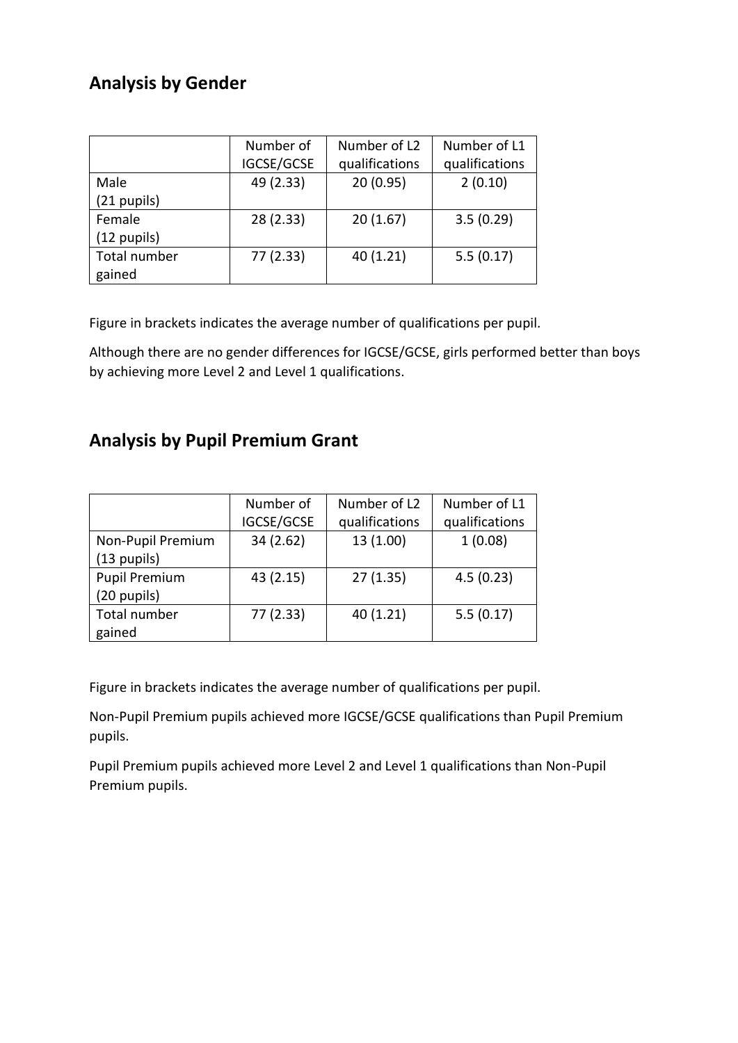## Analysis by Gender

| | Number of IGCSE/GCSE | Number of L2 qualifications | Number of L1 qualifications |
|---|---|---|---|
| Male (21 pupils) | 49 (2.33) | 20 (0.95) | 2 (0.10) |
| Female (12 pupils) | 28 (2.33) | 20 (1.67) | 3.5 (0.29) |
| Total number gained | 77 (2.33) | 40 (1.21) | 5.5 (0.17) |

Figure in brackets indicates the average number of qualifications per pupil.

Although there are no gender differences for IGCSE/GCSE, girls performed better than boys by achieving more Level 2 and Level 1 qualifications.

## Analysis by Pupil Premium Grant

| | Number of IGCSE/GCSE | Number of L2 qualifications | Number of L1 qualifications |
|---|---|---|---|
| Non-Pupil Premium (13 pupils) | 34 (2.62) | 13 (1.00) | 1 (0.08) |
| Pupil Premium (20 pupils) | 43 (2.15) | 27 (1.35) | 4.5 (0.23) |
| Total number gained | 77 (2.33) | 40 (1.21) | 5.5 (0.17) |

Figure in brackets indicates the average number of qualifications per pupil.

Non-Pupil Premium pupils achieved more IGCSE/GCSE qualifications than Pupil Premium pupils.

Pupil Premium pupils achieved more Level 2 and Level 1 qualifications than Non-Pupil Premium pupils.